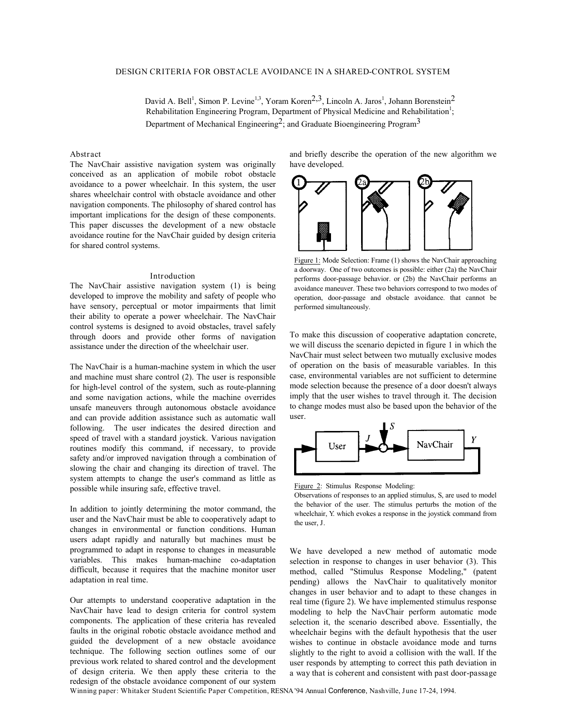# DESIGN CRITERIA FOR OBSTACLE AVOIDANCE IN A SHARED-CONTROL SYSTEM

David A. Bell[1], Simon P. Levine[1,3], Yoram Koren[2,3], Lincoln A. Jaros[1], Johann Borenstein[2]
Rehabilitation Engineering Program, Department of Physical Medicine and Rehabilitation[1];
Department of Mechanical Engineering[2]; and Graduate Bioengineering Program[3]

## Abstract

The NavChair assistive navigation system was originally conceived as an application of mobile robot obstacle avoidance to a power wheelchair. In this system, the user shares wheelchair control with obstacle avoidance and other navigation components. The philosophy of shared control has important implications for the design of these components. This paper discusses the development of a new obstacle avoidance routine for the NavChair guided by design criteria for shared control systems.

## Introduction

The NavChair assistive navigation system (1) is being developed to improve the mobility and safety of people who have sensory, perceptual or motor impairments that limit their ability to operate a power wheelchair. The NavChair control systems is designed to avoid obstacles, travel safely through doors and provide other forms of navigation assistance under the direction of the wheelchair user.

The NavChair is a human-machine system in which the user and machine must share control (2). The user is responsible for high-level control of the system, such as route-planning and some navigation actions, while the machine overrides unsafe maneuvers through autonomous obstacle avoidance and can provide addition assistance such as automatic wall following. The user indicates the desired direction and speed of travel with a standard joystick. Various navigation routines modify this command, if necessary, to provide safety and/or improved navigation through a combination of slowing the chair and changing its direction of travel. The system attempts to change the user's command as little as possible while insuring safe, effective travel.

In addition to jointly determining the motor command, the user and the NavChair must be able to cooperatively adapt to changes in environmental or function conditions. Human users adapt rapidly and naturally but machines must be programmed to adapt in response to changes in measurable variables. This makes human-machine co-adaptation difficult, because it requires that the machine monitor user adaptation in real time.

Our attempts to understand cooperative adaptation in the NavChair have lead to design criteria for control system components. The application of these criteria has revealed faults in the original robotic obstacle avoidance method and guided the development of a new obstacle avoidance technique. The following section outlines some of our previous work related to shared control and the development of design criteria. We then apply these criteria to the redesign of the obstacle avoidance component of our system and briefly describe the operation of the new algorithm we have developed.

Figure 1: Mode Selection: Frame (1) shows the NavChair approaching a doorway. One of two outcomes is possible: either (2a) the NavChair performs door-passage behavior. or (2b) the NavChair performs an avoidance maneuver. These two behaviors correspond to two modes of operation, door-passage and obstacle avoidance. that cannot be performed simultaneously.

To make this discussion of cooperative adaptation concrete, we will discuss the scenario depicted in figure 1 in which the NavChair must select between two mutually exclusive modes of operation on the basis of measurable variables. In this case, environmental variables are not sufficient to determine mode selection because the presence of a door doesn't always imply that the user wishes to travel through it. The decision to change modes must also be based upon the behavior of the user.

Figure 2: Stimulus Response Modeling:
Observations of responses to an applied stimulus, S, are used to model the behavior of the user. The stimulus perturbs the motion of the wheelchair, Y. which evokes a response in the joystick command from the user, J.

We have developed a new method of automatic mode selection in response to changes in user behavior (3). This method, called "Stimulus Response Modeling," (patent pending) allows the NavChair to qualitatively monitor changes in user behavior and to adapt to these changes in real time (figure 2). We have implemented stimulus response modeling to help the NavChair perform automatic mode selection it, the scenario described above. Essentially, the wheelchair begins with the default hypothesis that the user wishes to continue in obstacle avoidance mode and turns slightly to the right to avoid a collision with the wall. If the user responds by attempting to correct this path deviation in a way that is coherent and consistent with past door-passage

Winning paper: Whitaker Student Scientific Paper Competition, RESNA '94 Annual Conference, Nashville, June 17-24, 1994.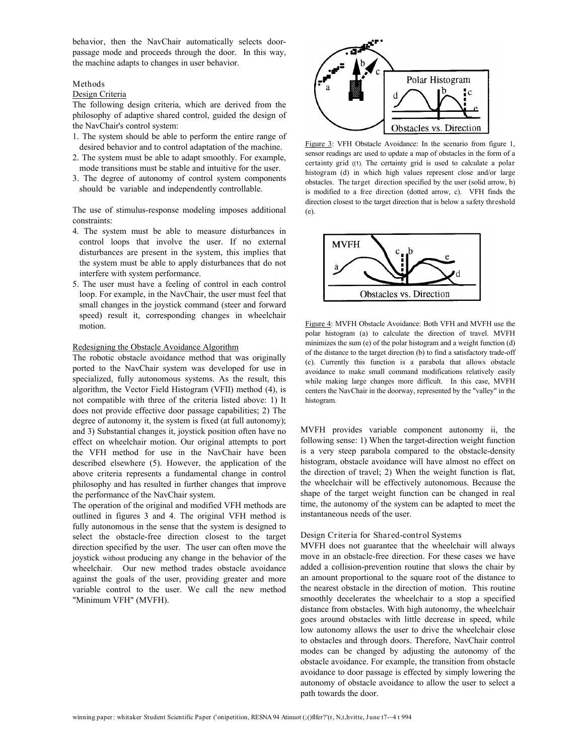behavior, then the NavChair automatically selects door-passage mode and proceeds through the door. In this way, the machine adapts to changes in user behavior.

## Methods

### Design Criteria

The following design criteria, which are derived from the philosophy of adaptive shared control, guided the design of the NavChair's control system:

1. The system should be able to perform the entire range of desired behavior and to control adaptation of the machine.
2. The system must be able to adapt smoothly. For example, mode transitions must be stable and intuitive for the user.
3. The degree of autonomy of control system components should be variable and independently controllable.

The use of stimulus-response modeling imposes additional constraints:

4. The system must be able to measure disturbances in control loops that involve the user. If no external disturbances are present in the system, this implies that the system must be able to apply disturbances that do not interfere with system performance.
5. The user must have a feeling of control in each control loop. For example, in the NavChair, the user must feel that small changes in the joystick command (steer and forward speed) result it, corresponding changes in wheelchair motion.

### Redesigning the Obstacle Avoidance Algorithm

The robotic obstacle avoidance method that was originally ported to the NavChair system was developed for use in specialized, fully autonomous systems. As the result, this algorithm, the Vector Field Histogram (VFII) method (4), is not compatible with three of the criteria listed above: 1) It does not provide effective door passage capabilities; 2) The degree of autonomy it, the system is fixed (at full autonomy); and 3) Substantial changes it, joystick position often have no effect on wheelchair motion. Our original attempts to port the VFH method for use in the NavChair have been described elsewhere (5). However, the application of the above criteria represents a fundamental change in control philosophy and has resulted in further changes that improve the performance of the NavChair system.

The operation of the original and modified VFH methods are outlined in figures 3 and 4. The original VFH method is fully autonomous in the sense that the system is designed to select the obstacle-free direction closest to the target direction specified by the user. The user can often move the joystick without producing any change in the behavior of the wheelchair. Our new method trades obstacle avoidance against the goals of the user, providing greater and more variable control to the user. We call the new method "Minimum VFH" (MVFH).

Figure 3: VFH Obstacle Avoidance: In the scenario from figure 1, sensor readings arc used to update a map of obstacles in the form of a certainty grid ((1). The certainty grid is used to calculate a polar histogram (d) in which high values represent close and/or large obstacles. The target direction specified by the user (solid arrow, b) is modified to a free direction (dotted arrow, c). VFH finds the direction closest to the target direction that is below a safety threshold (e).

Figure 4: MVFH Obstacle Avoidance: Both VFH and MVFH use the polar histogram (a) to calculate the direction of travel. MVFH minimizes the sum (e) of the polar histogram and a weight function (d) of the distance to the target direction (b) to find a satisfactory trade-off (c). Currently this function is a parabola that allows obstacle avoidance to make small command modifications relatively easily while making large changes more difficult. In this case, MVFH centers the NavChair in the doorway, represented by the "valley" in the histogram.

MVFH provides variable component autonomy ii, the following sense: 1) When the target-direction weight function is a very steep parabola compared to the obstacle-density histogram, obstacle avoidance will have almost no effect on the direction of travel; 2) When the weight function is flat, the wheelchair will be effectively autonomous. Because the shape of the target weight function can be changed in real time, the autonomy of the system can be adapted to meet the instantaneous needs of the user.

### Design Criteria for Shared-control Systems

MVFH does not guarantee that the wheelchair will always move in an obstacle-free direction. For these cases we have added a collision-prevention routine that slows the chair by an amount proportional to the square root of the distance to the nearest obstacle in the direction of motion. This routine smoothly decelerates the wheelchair to a stop a specified distance from obstacles. With high autonomy, the wheelchair goes around obstacles with little decrease in speed, while low autonomy allows the user to drive the wheelchair close to obstacles and through doors. Therefore, NavChair control modes can be changed by adjusting the autonomy of the obstacle avoidance. For example, the transition from obstacle avoidance to door passage is effected by simply lowering the autonomy of obstacle avoidance to allow the user to select a path towards the door.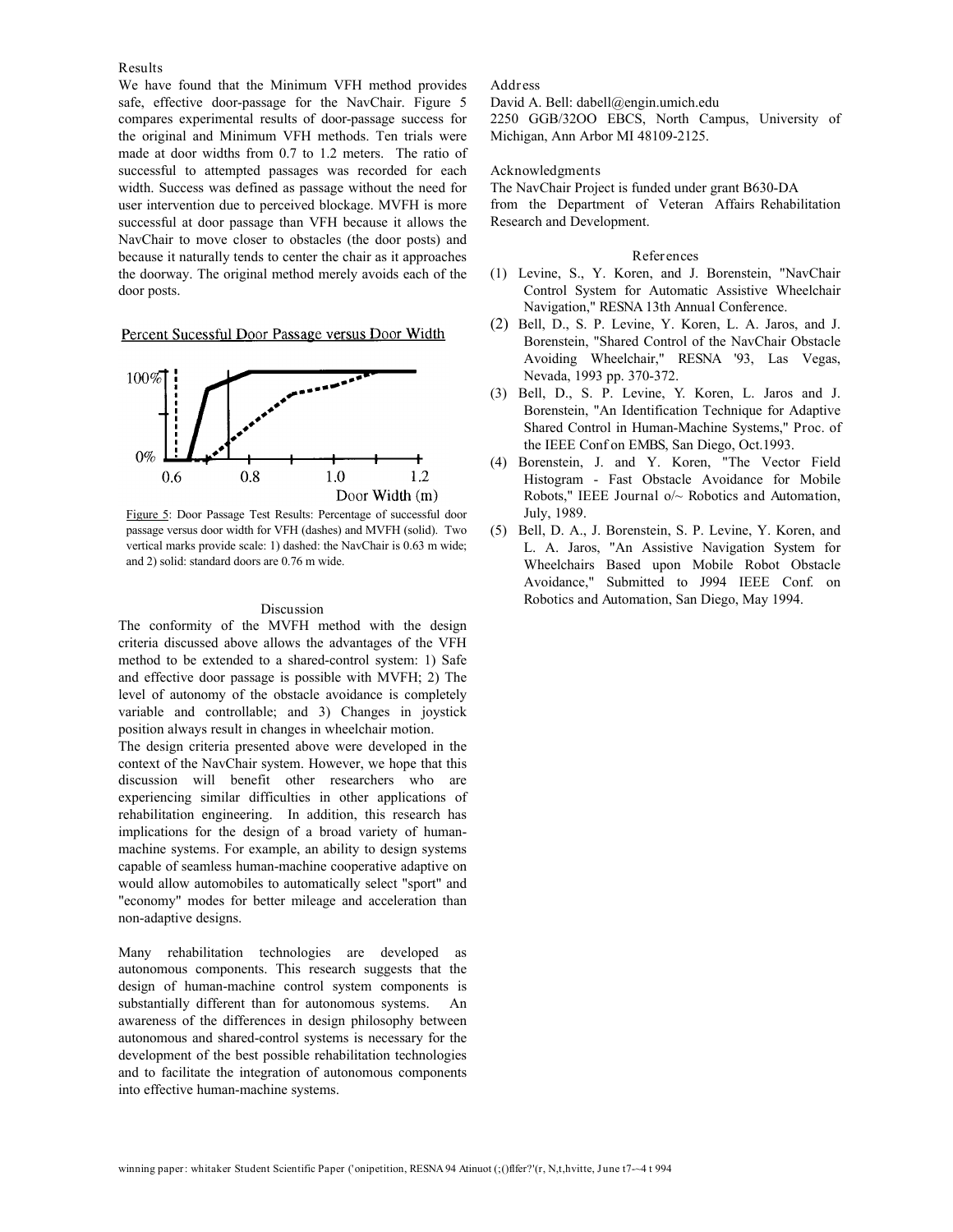## Results

We have found that the Minimum VFH method provides safe, effective door-passage for the NavChair. Figure 5 compares experimental results of door-passage success for the original and Minimum VFH methods. Ten trials were made at door widths from 0.7 to 1.2 meters. The ratio of successful to attempted passages was recorded for each width. Success was defined as passage without the need for user intervention due to perceived blockage. MVFH is more successful at door passage than VFH because it allows the NavChair to move closer to obstacles (the door posts) and because it naturally tends to center the chair as it approaches the doorway. The original method merely avoids each of the door posts.

Percent Sucessful Door Passage versus Door Width

100%

0%

0.6

0.8

1.0

1.2

Door Width (m)

Figure 5: Door Passage Test Results: Percentage of successful door passage versus door width for VFH (dashes) and MVFH (solid). Two vertical marks provide scale: 1) dashed: the NavChair is 0.63 m wide; and 2) solid: standard doors are 0.76 m wide.

## Discussion

The conformity of the MVFH method with the design criteria discussed above allows the advantages of the VFH method to be extended to a shared-control system: 1) Safe and effective door passage is possible with MVFH; 2) The level of autonomy of the obstacle avoidance is completely variable and controllable; and 3) Changes in joystick position always result in changes in wheelchair motion.

The design criteria presented above were developed in the context of the NavChair system. However, we hope that this discussion will benefit other researchers who are experiencing similar difficulties in other applications of rehabilitation engineering. In addition, this research has implications for the design of a broad variety of human-machine systems. For example, an ability to design systems capable of seamless human-machine cooperative adaptive on would allow automobiles to automatically select "sport" and "economy" modes for better mileage and acceleration than non-adaptive designs.

Many rehabilitation technologies are developed as autonomous components. This research suggests that the design of human-machine control system components is substantially different than for autonomous systems. An awareness of the differences in design philosophy between autonomous and shared-control systems is necessary for the development of the best possible rehabilitation technologies and to facilitate the integration of autonomous components into effective human-machine systems.

## Address

David A. Bell: dabell@engin.umich.edu
2250 GGB/32OO EBCS, North Campus, University of Michigan, Ann Arbor MI 48109-2125.

## Acknowledgments

The NavChair Project is funded under grant B630-DA from the Department of Veteran Affairs Rehabilitation Research and Development.

## References

(1) Levine, S., Y. Koren, and J. Borenstein, "NavChair Control System for Automatic Assistive Wheelchair Navigation," RESNA 13th Annual Conference.

(2) Bell, D., S. P. Levine, Y. Koren, L. A. Jaros, and J. Borenstein, "Shared Control of the NavChair Obstacle Avoiding Wheelchair," RESNA '93, Las Vegas, Nevada, 1993 pp. 370-372.

(3) Bell, D., S. P. Levine, Y. Koren, L. Jaros and J. Borenstein, "An Identification Technique for Adaptive Shared Control in Human-Machine Systems," Proc. of the IEEE Conf on EMBS, San Diego, Oct.1993.

(4) Borenstein, J. and Y. Koren, "The Vector Field Histogram - Fast Obstacle Avoidance for Mobile Robots," IEEE Journal o/~ Robotics and Automation, July, 1989.

(5) Bell, D. A., J. Borenstein, S. P. Levine, Y. Koren, and L. A. Jaros, "An Assistive Navigation System for Wheelchairs Based upon Mobile Robot Obstacle Avoidance," Submitted to J994 IEEE Conf. on Robotics and Automation, San Diego, May 1994.

winning paper: whitaker Student Scientific Paper ('onipetition, RESNA 94 Atinuot (;()flfer?'(r, N,t,hvitte, June t7-~4 t 994